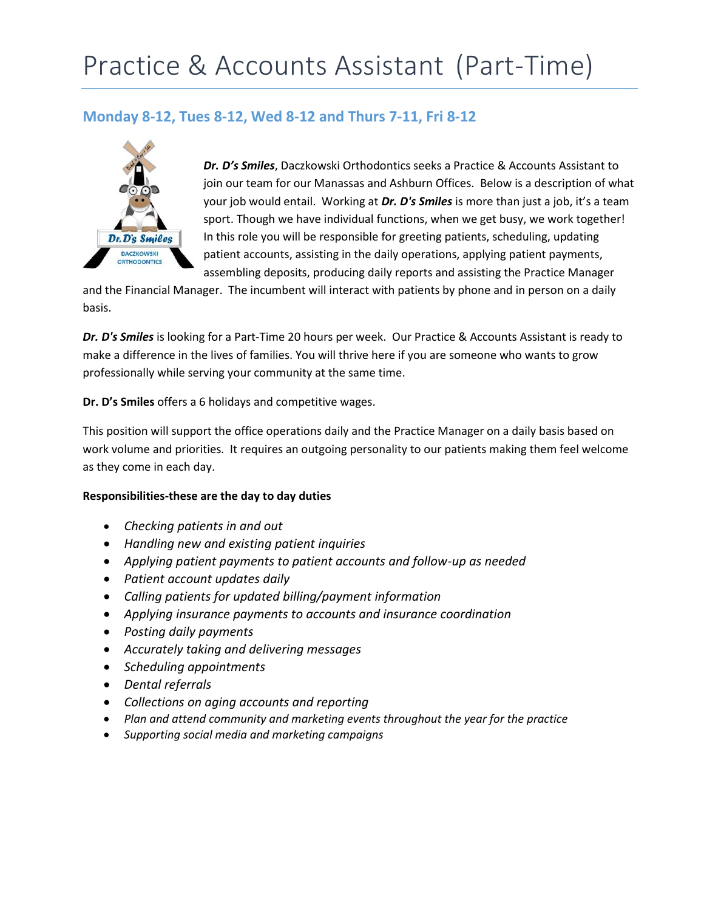# Practice & Accounts Assistant (Part-Time)

## Monday 8-12, Tues 8-12, Wed 8-12 and Thurs 7-11, Fri 8-12

***Dr. D's Smiles***, Daczkowski Orthodontics seeks a Practice & Accounts Assistant to join our team for our Manassas and Ashburn Offices. Below is a description of what your job would entail. Working at ***Dr. D's Smiles*** is more than just a job, it's a team sport. Though we have individual functions, when we get busy, we work together! In this role you will be responsible for greeting patients, scheduling, updating patient accounts, assisting in the daily operations, applying patient payments, assembling deposits, producing daily reports and assisting the Practice Manager and the Financial Manager. The incumbent will interact with patients by phone and in person on a daily basis.

***Dr. D's Smiles*** is looking for a Part-Time 20 hours per week. Our Practice & Accounts Assistant is ready to make a difference in the lives of families. You will thrive here if you are someone who wants to grow professionally while serving your community at the same time.

**Dr. D's Smiles** offers a 6 holidays and competitive wages.

This position will support the office operations daily and the Practice Manager on a daily basis based on work volume and priorities. It requires an outgoing personality to our patients making them feel welcome as they come in each day.

**Responsibilities-these are the day to day duties**

- *Checking patients in and out*
- *Handling new and existing patient inquiries*
- *Applying patient payments to patient accounts and follow-up as needed*
- *Patient account updates daily*
- *Calling patients for updated billing/payment information*
- *Applying insurance payments to accounts and insurance coordination*
- *Posting daily payments*
- *Accurately taking and delivering messages*
- *Scheduling appointments*
- *Dental referrals*
- *Collections on aging accounts and reporting*
- *Plan and attend community and marketing events throughout the year for the practice*
- *Supporting social media and marketing campaigns*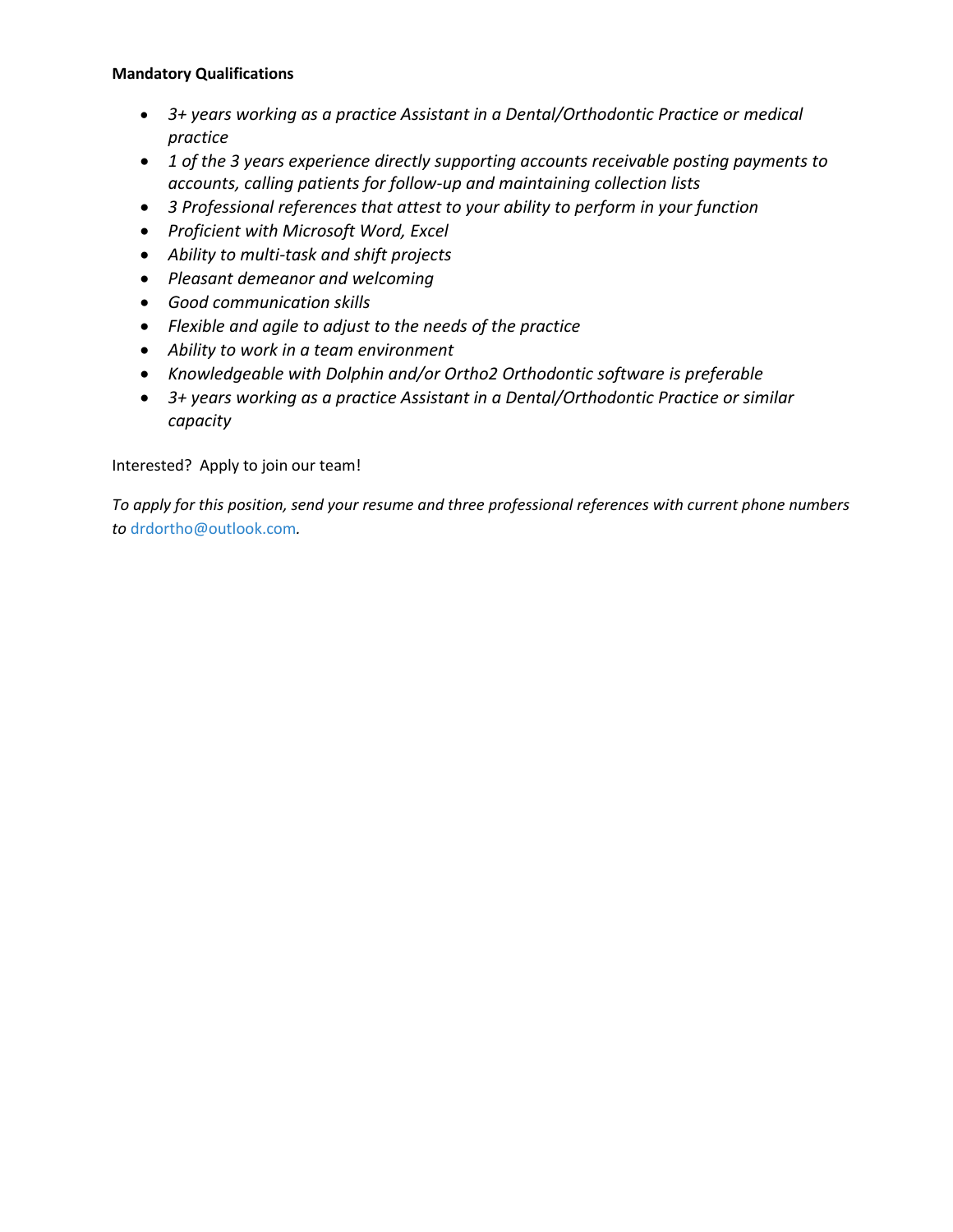**Mandatory Qualifications**

- *3+ years working as a practice Assistant in a Dental/Orthodontic Practice or medical practice*
- *1 of the 3 years experience directly supporting accounts receivable posting payments to accounts, calling patients for follow-up and maintaining collection lists*
- *3 Professional references that attest to your ability to perform in your function*
- *Proficient with Microsoft Word, Excel*
- *Ability to multi-task and shift projects*
- *Pleasant demeanor and welcoming*
- *Good communication skills*
- *Flexible and agile to adjust to the needs of the practice*
- *Ability to work in a team environment*
- *Knowledgeable with Dolphin and/or Ortho2 Orthodontic software is preferable*
- *3+ years working as a practice Assistant in a Dental/Orthodontic Practice or similar capacity*

Interested? Apply to join our team!

*To apply for this position, send your resume and three professional references with current phone numbers to* drdortho@outlook.com*.*